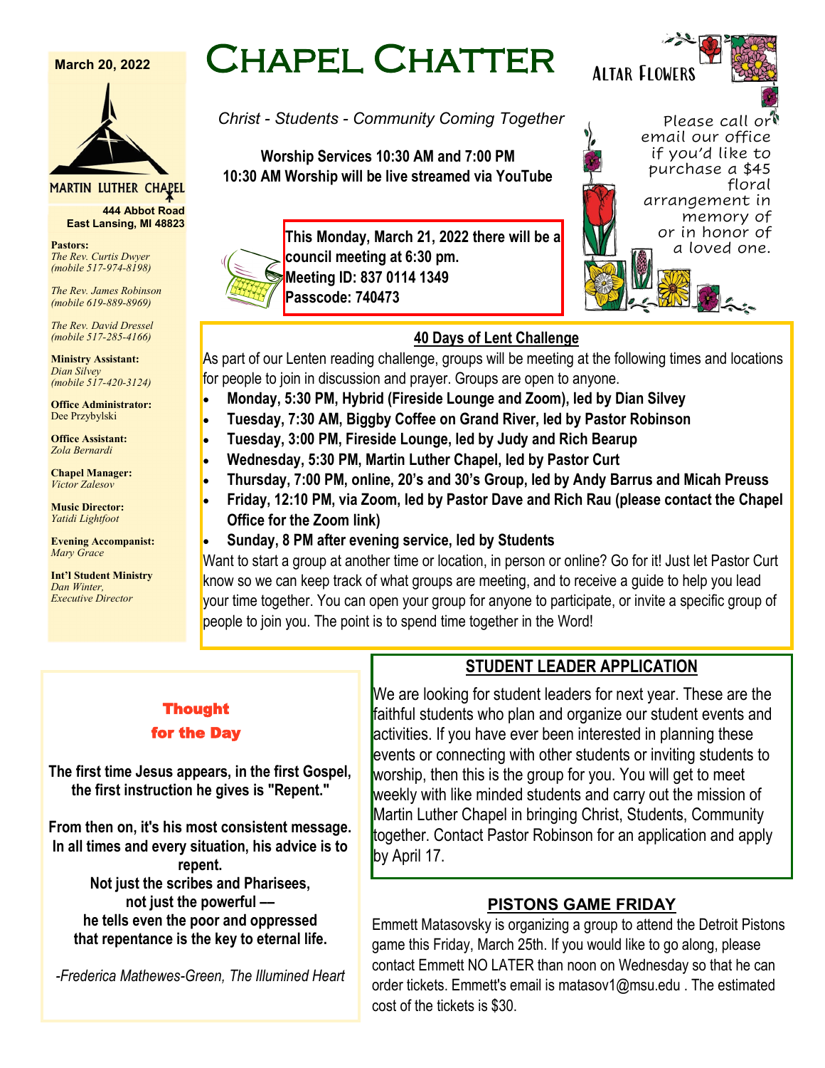March 20, 2022

# Chapel Chatter

*Christ - Students - Community Coming Together*

**Worship Services 10:30 AM and 7:00 PM**
**10:30 AM Worship will be live streamed via YouTube**

**This Monday, March 21, 2022 there will be a council meeting at 6:30 pm.**
**Meeting ID: 837 0114 1349**
**Passcode: 740473**

## Altar Flowers

Please call or email our office if you'd like to purchase a $45 floral arrangement in memory of or in honor of a loved one.

MARTIN LUTHER CHAPEL

**444 Abbot Road**
**East Lansing, MI 48823**

**Pastors:**
*The Rev. Curtis Dwyer (mobile 517-974-8198)*

*The Rev. James Robinson (mobile 619-889-8969)*

*The Rev. David Dressel (mobile 517-285-4166)*

**Ministry Assistant:**
*Dian Silvey (mobile 517-420-3124)*

**Office Administrator:**
Dee Przybylski

**Office Assistant:**
*Zola Bernardi*

**Chapel Manager:**
*Victor Zalesov*

**Music Director:**
*Yatidi Lightfoot*

**Evening Accompanist:**
*Mary Grace*

**Int'l Student Ministry**
*Dan Winter, Executive Director*

## 40 Days of Lent Challenge

As part of our Lenten reading challenge, groups will be meeting at the following times and locations for people to join in discussion and prayer. Groups are open to anyone.

- **Monday, 5:30 PM, Hybrid (Fireside Lounge and Zoom), led by Dian Silvey**
- **Tuesday, 7:30 AM, Biggby Coffee on Grand River, led by Pastor Robinson**
- **Tuesday, 3:00 PM, Fireside Lounge, led by Judy and Rich Bearup**
- **Wednesday, 5:30 PM, Martin Luther Chapel, led by Pastor Curt**
- **Thursday, 7:00 PM, online, 20's and 30's Group, led by Andy Barrus and Micah Preuss**
- **Friday, 12:10 PM, via Zoom, led by Pastor Dave and Rich Rau (please contact the Chapel Office for the Zoom link)**
- **Sunday, 8 PM after evening service, led by Students**

Want to start a group at another time or location, in person or online? Go for it! Just let Pastor Curt know so we can keep track of what groups are meeting, and to receive a guide to help you lead your time together. You can open your group for anyone to participate, or invite a specific group of people to join you. The point is to spend time together in the Word!

## Thought for the Day

**The first time Jesus appears, in the first Gospel, the first instruction he gives is "Repent."**

**From then on, it's his most consistent message. In all times and every situation, his advice is to repent.**
**Not just the scribes and Pharisees,**
**not just the powerful —**
**he tells even the poor and oppressed**
**that repentance is the key to eternal life.**

*-Frederica Mathewes-Green, The Illumined Heart*

## STUDENT LEADER APPLICATION

We are looking for student leaders for next year. These are the faithful students who plan and organize our student events and activities. If you have ever been interested in planning these events or connecting with other students or inviting students to worship, then this is the group for you. You will get to meet weekly with like minded students and carry out the mission of Martin Luther Chapel in bringing Christ, Students, Community together. Contact Pastor Robinson for an application and apply by April 17.

## PISTONS GAME FRIDAY

Emmett Matasovsky is organizing a group to attend the Detroit Pistons game this Friday, March 25th. If you would like to go along, please contact Emmett NO LATER than noon on Wednesday so that he can order tickets. Emmett's email is matasov1@msu.edu . The estimated cost of the tickets is $30.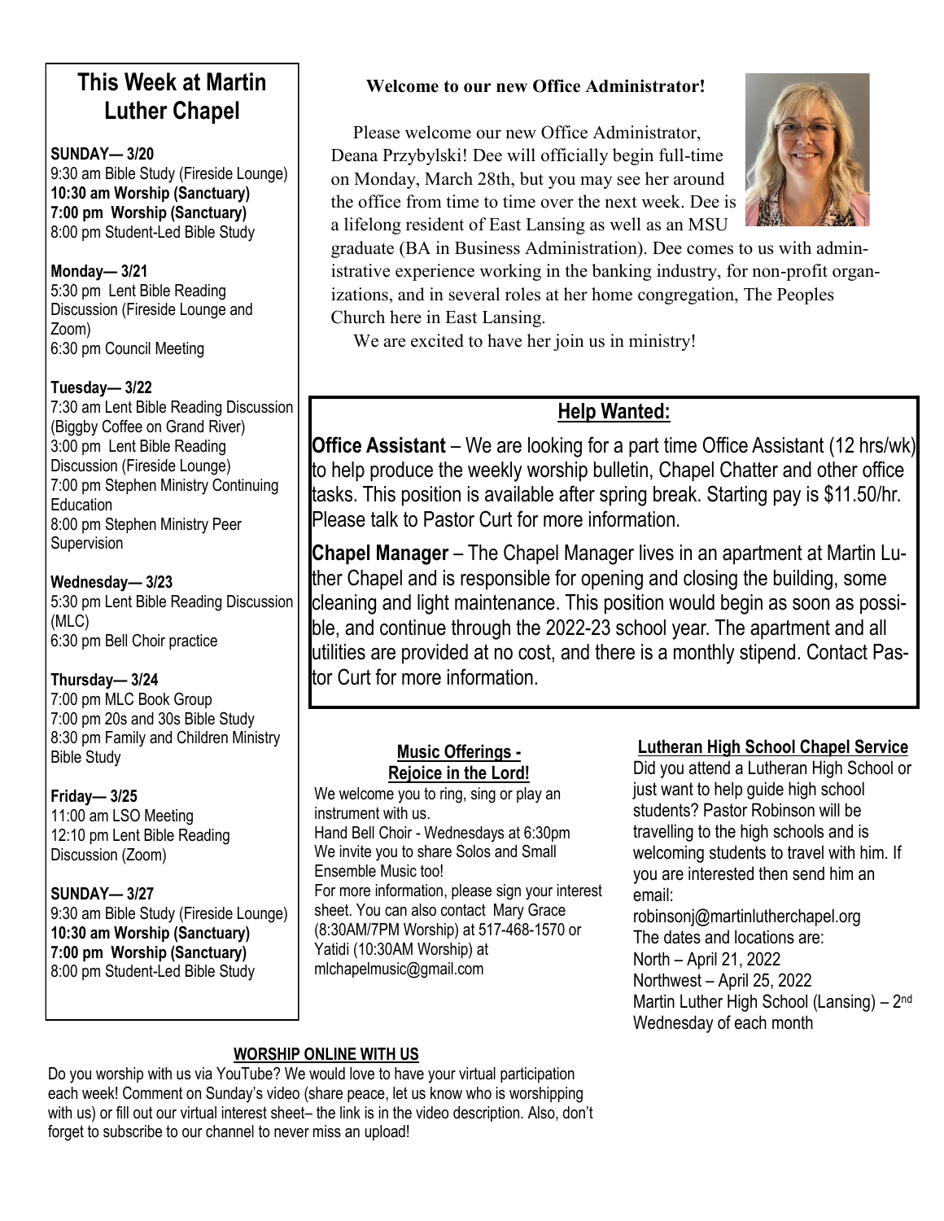## This Week at Martin Luther Chapel

**SUNDAY— 3/20**
9:30 am Bible Study (Fireside Lounge)
**10:30 am Worship (Sanctuary)**
**7:00 pm Worship (Sanctuary)**
8:00 pm Student-Led Bible Study

**Monday— 3/21**
5:30 pm Lent Bible Reading Discussion (Fireside Lounge and Zoom)
6:30 pm Council Meeting

**Tuesday— 3/22**
7:30 am Lent Bible Reading Discussion (Biggby Coffee on Grand River)
3:00 pm Lent Bible Reading Discussion (Fireside Lounge)
7:00 pm Stephen Ministry Continuing Education
8:00 pm Stephen Ministry Peer Supervision

**Wednesday— 3/23**
5:30 pm Lent Bible Reading Discussion (MLC)
6:30 pm Bell Choir practice

**Thursday— 3/24**
7:00 pm MLC Book Group
7:00 pm 20s and 30s Bible Study
8:30 pm Family and Children Ministry Bible Study

**Friday— 3/25**
11:00 am LSO Meeting
12:10 pm Lent Bible Reading Discussion (Zoom)

**SUNDAY— 3/27**
9:30 am Bible Study (Fireside Lounge)
**10:30 am Worship (Sanctuary)**
**7:00 pm Worship (Sanctuary)**
8:00 pm Student-Led Bible Study

### Welcome to our new Office Administrator!

Please welcome our new Office Administrator, Deana Przybylski! Dee will officially begin full-time on Monday, March 28th, but you may see her around the office from time to time over the next week. Dee is a lifelong resident of East Lansing as well as an MSU graduate (BA in Business Administration). Dee comes to us with administrative experience working in the banking industry, for non-profit organizations, and in several roles at her home congregation, The Peoples Church here in East Lansing.

We are excited to have her join us in ministry!

### Help Wanted:

**Office Assistant** – We are looking for a part time Office Assistant (12 hrs/wk) to help produce the weekly worship bulletin, Chapel Chatter and other office tasks. This position is available after spring break. Starting pay is $11.50/hr. Please talk to Pastor Curt for more information.

**Chapel Manager** – The Chapel Manager lives in an apartment at Martin Luther Chapel and is responsible for opening and closing the building, some cleaning and light maintenance. This position would begin as soon as possible, and continue through the 2022-23 school year. The apartment and all utilities are provided at no cost, and there is a monthly stipend. Contact Pastor Curt for more information.

### Music Offerings - Rejoice in the Lord!

We welcome you to ring, sing or play an instrument with us.
Hand Bell Choir - Wednesdays at 6:30pm
We invite you to share Solos and Small Ensemble Music too!
For more information, please sign your interest sheet. You can also contact Mary Grace (8:30AM/7PM Worship) at 517-468-1570 or Yatidi (10:30AM Worship) at mlchapelmusic@gmail.com

### Lutheran High School Chapel Service

Did you attend a Lutheran High School or just want to help guide high school students? Pastor Robinson will be travelling to the high schools and is welcoming students to travel with him. If you are interested then send him an email:
robinsonj@martinlutherchapel.org
The dates and locations are:
North – April 21, 2022
Northwest – April 25, 2022
Martin Luther High School (Lansing) – 2nd Wednesday of each month

### WORSHIP ONLINE WITH US

Do you worship with us via YouTube? We would love to have your virtual participation each week! Comment on Sunday's video (share peace, let us know who is worshipping with us) or fill out our virtual interest sheet– the link is in the video description. Also, don't forget to subscribe to our channel to never miss an upload!